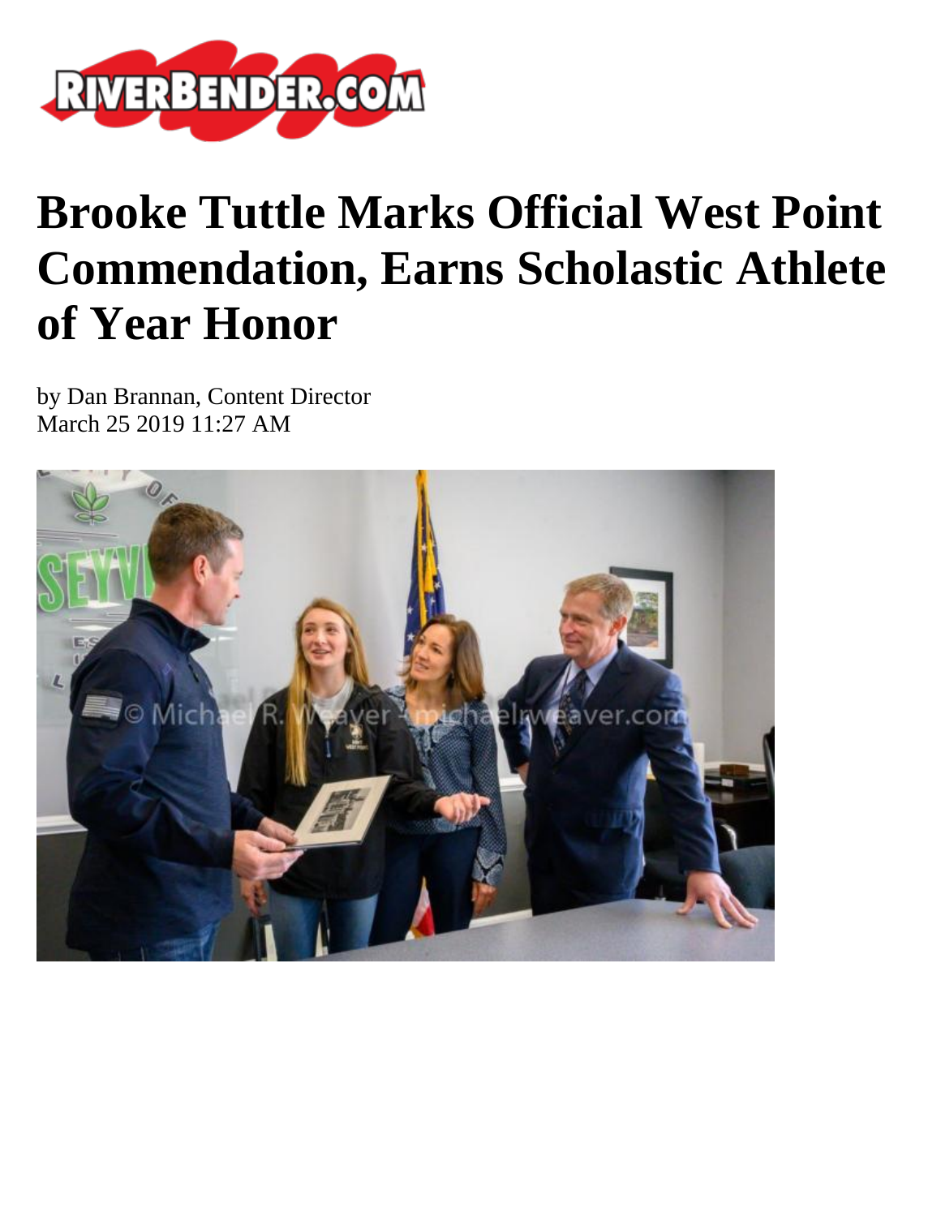# Brooke Tuttle Marks Official West Point Commendation, Earns Scholastic Athlete of Year Honor

by Dan Brannan, Content Director
March 25 2019 11:27 AM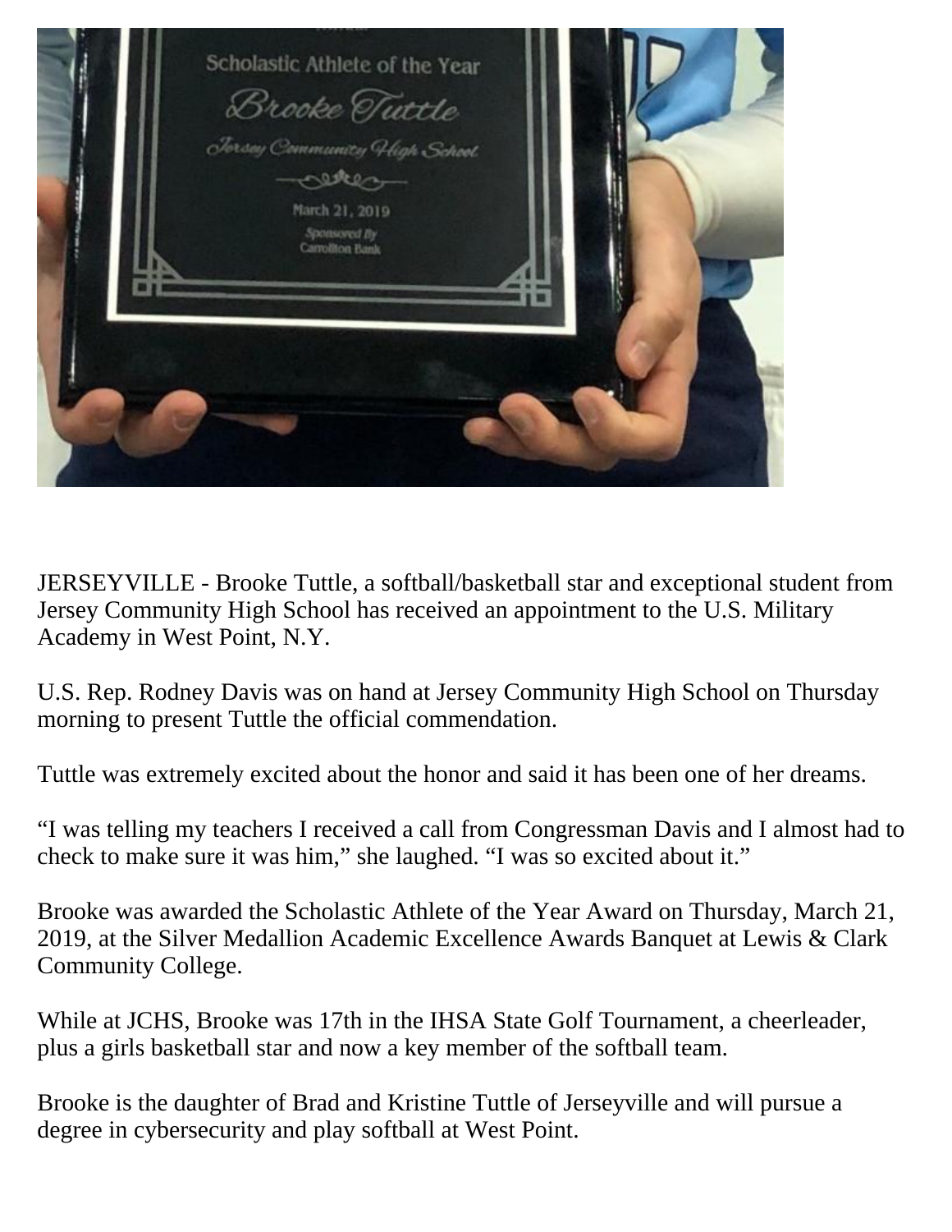JERSEYVILLE - Brooke Tuttle, a softball/basketball star and exceptional student from Jersey Community High School has received an appointment to the U.S. Military Academy in West Point, N.Y.

U.S. Rep. Rodney Davis was on hand at Jersey Community High School on Thursday morning to present Tuttle the official commendation.

Tuttle was extremely excited about the honor and said it has been one of her dreams.

"I was telling my teachers I received a call from Congressman Davis and I almost had to check to make sure it was him," she laughed. "I was so excited about it."

Brooke was awarded the Scholastic Athlete of the Year Award on Thursday, March 21, 2019, at the Silver Medallion Academic Excellence Awards Banquet at Lewis & Clark Community College.

While at JCHS, Brooke was 17th in the IHSA State Golf Tournament, a cheerleader, plus a girls basketball star and now a key member of the softball team.

Brooke is the daughter of Brad and Kristine Tuttle of Jerseyville and will pursue a degree in cybersecurity and play softball at West Point.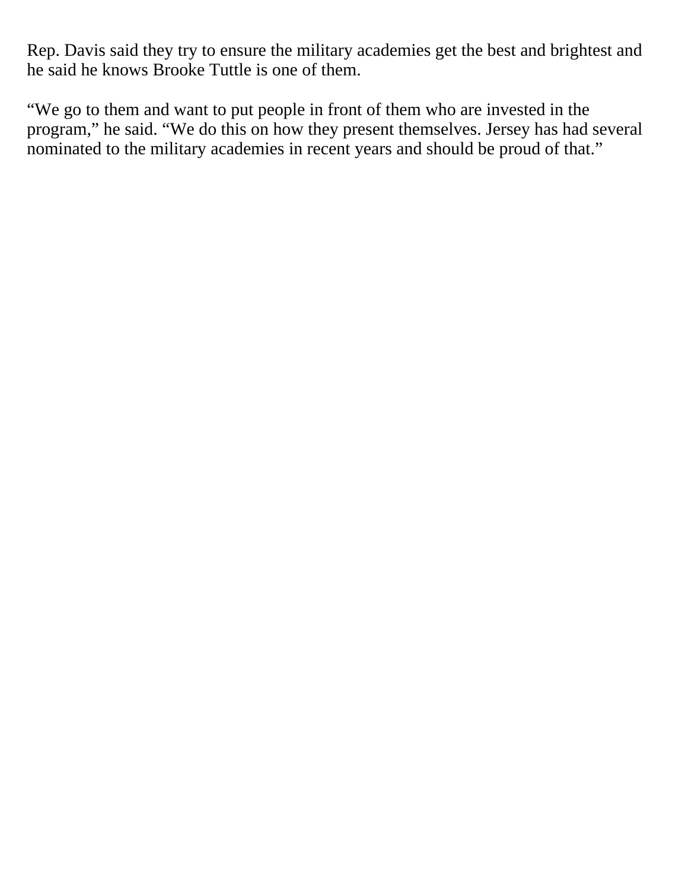Rep. Davis said they try to ensure the military academies get the best and brightest and he said he knows Brooke Tuttle is one of them.

“We go to them and want to put people in front of them who are invested in the program,” he said. “We do this on how they present themselves. Jersey has had several nominated to the military academies in recent years and should be proud of that.”